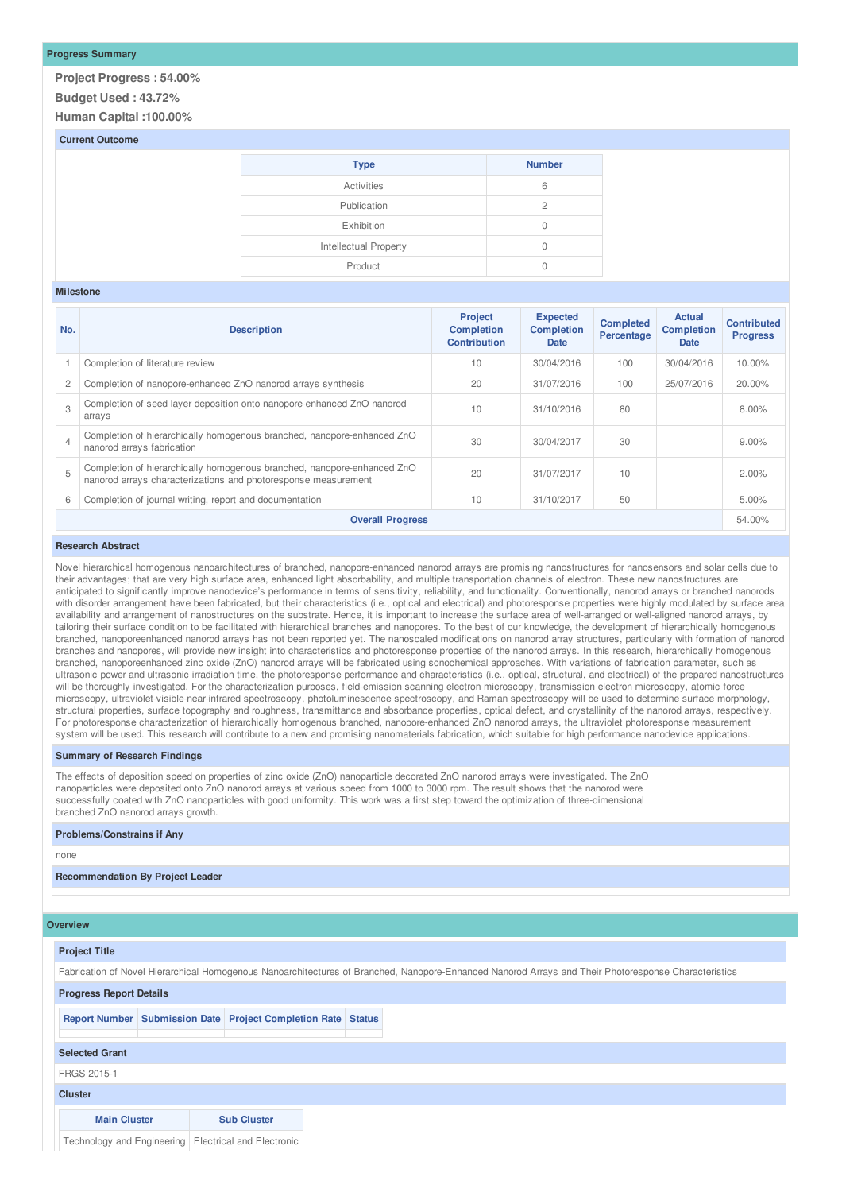## Progress Summary

**Project Progress : 54.00%**

**Budget Used : 43.72%**

**Human Capital :100.00%**

### Current Outcome

| Type | Number |
|---|---|
| Activities | 6 |
| Publication | 2 |
| Exhibition | 0 |
| Intellectual Property | 0 |
| Product | 0 |

### Milestone

| No. | Description | Project Completion Contribution | Expected Completion Date | Completed Percentage | Actual Completion Date | Contributed Progress |
|---|---|---|---|---|---|---|
| 1 | Completion of literature review | 10 | 30/04/2016 | 100 | 30/04/2016 | 10.00% |
| 2 | Completion of nanopore-enhanced ZnO nanorod arrays synthesis | 20 | 31/07/2016 | 100 | 25/07/2016 | 20.00% |
| 3 | Completion of seed layer deposition onto nanopore-enhanced ZnO nanorod arrays | 10 | 31/10/2016 | 80 | | 8.00% |
| 4 | Completion of hierarchically homogenous branched, nanopore-enhanced ZnO nanorod arrays fabrication | 30 | 30/04/2017 | 30 | | 9.00% |
| 5 | Completion of hierarchically homogenous branched, nanopore-enhanced ZnO nanorod arrays characterizations and photoresponse measurement | 20 | 31/07/2017 | 10 | | 2.00% |
| 6 | Completion of journal writing, report and documentation | 10 | 31/10/2017 | 50 | | 5.00% |
| | **Overall Progress** | | | | | 54.00% |

### Research Abstract

Novel hierarchical homogenous nanoarchitectures of branched, nanopore-enhanced nanorod arrays are promising nanostructures for nanosensors and solar cells due to their advantages; that are very high surface area, enhanced light absorbability, and multiple transportation channels of electron. These new nanostructures are anticipated to significantly improve nanodevice's performance in terms of sensitivity, reliability, and functionality. Conventionally, nanorod arrays or branched nanorods with disorder arrangement have been fabricated, but their characteristics (i.e., optical and electrical) and photoresponse properties were highly modulated by surface area availability and arrangement of nanostructures on the substrate. Hence, it is important to increase the surface area of well-arranged or well-aligned nanorod arrays, by tailoring their surface condition to be facilitated with hierarchical branches and nanopores. To the best of our knowledge, the development of hierarchically homogenous branched, nanoporeenhanced nanorod arrays has not been reported yet. The nanoscaled modifications on nanorod array structures, particularly with formation of nanorod branches and nanopores, will provide new insight into characteristics and photoresponse properties of the nanorod arrays. In this research, hierarchically homogenous branched, nanoporeenhanced zinc oxide (ZnO) nanorod arrays will be fabricated using sonochemical approaches. With variations of fabrication parameter, such as ultrasonic power and ultrasonic irradiation time, the photoresponse performance and characteristics (i.e., optical, structural, and electrical) of the prepared nanostructures will be thoroughly investigated. For the characterization purposes, field-emission scanning electron microscopy, transmission electron microscopy, atomic force microscopy, ultraviolet-visible-near-infrared spectroscopy, photoluminescence spectroscopy, and Raman spectroscopy will be used to determine surface morphology, structural properties, surface topography and roughness, transmittance and absorbance properties, optical defect, and crystallinity of the nanorod arrays, respectively. For photoresponse characterization of hierarchically homogenous branched, nanopore-enhanced ZnO nanorod arrays, the ultraviolet photoresponse measurement system will be used. This research will contribute to a new and promising nanomaterials fabrication, which suitable for high performance nanodevice applications.

### Summary of Research Findings

The effects of deposition speed on properties of zinc oxide (ZnO) nanoparticle decorated ZnO nanorod arrays were investigated. The ZnO nanoparticles were deposited onto ZnO nanorod arrays at various speed from 1000 to 3000 rpm. The result shows that the nanorod were successfully coated with ZnO nanoparticles with good uniformity. This work was a first step toward the optimization of three-dimensional branched ZnO nanorod arrays growth.

### Problems/Constrains if Any

none

### Recommendation By Project Leader

## Overview

### Project Title

Fabrication of Novel Hierarchical Homogenous Nanoarchitectures of Branched, Nanopore-Enhanced Nanorod Arrays and Their Photoresponse Characteristics

### Progress Report Details

| Report Number | Submission Date | Project Completion Rate | Status |
|---|---|---|---|
| | | | |

### Selected Grant

FRGS 2015-1

### Cluster

| Main Cluster | Sub Cluster |
|---|---|
| Technology and Engineering | Electrical and Electronic |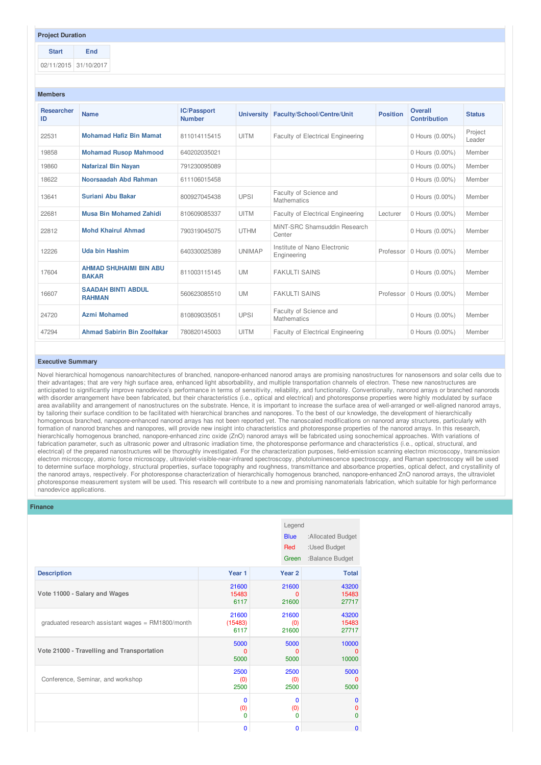### Project Duration

| Start | End |
|---|---|
| 02/11/2015 | 31/10/2017 |

### Members

| Researcher ID | Name | IC/Passport Number | University | Faculty/School/Centre/Unit | Position | Overall Contribution | Status |
|---|---|---|---|---|---|---|---|
| 22531 | Mohamad Hafiz Bin Mamat | 811014115415 | UITM | Faculty of Electrical Engineering | | 0 Hours (0.00%) | Project Leader |
| 19858 | Mohamad Rusop Mahmood | 640202035021 | | | | 0 Hours (0.00%) | Member |
| 19860 | Nafarizal Bin Nayan | 791230095089 | | | | 0 Hours (0.00%) | Member |
| 18622 | Noorsaadah Abd Rahman | 611106015458 | | | | 0 Hours (0.00%) | Member |
| 13641 | Suriani Abu Bakar | 800927045438 | UPSI | Faculty of Science and Mathematics | | 0 Hours (0.00%) | Member |
| 22681 | Musa Bin Mohamed Zahidi | 810609085337 | UITM | Faculty of Electrical Engineering | Lecturer | 0 Hours (0.00%) | Member |
| 22812 | Mohd Khairul Ahmad | 790319045075 | UTHM | MiNT-SRC Shamsuddin Research Center | | 0 Hours (0.00%) | Member |
| 12226 | Uda bin Hashim | 640330025389 | UNIMAP | Institute of Nano Electronic Engineering | Professor | 0 Hours (0.00%) | Member |
| 17604 | AHMAD SHUHAIMI BIN ABU BAKAR | 811003115145 | UM | FAKULTI SAINS | | 0 Hours (0.00%) | Member |
| 16607 | SAADAH BINTI ABDUL RAHMAN | 560623085510 | UM | FAKULTI SAINS | Professor | 0 Hours (0.00%) | Member |
| 24720 | Azmi Mohamed | 810809035051 | UPSI | Faculty of Science and Mathematics | | 0 Hours (0.00%) | Member |
| 47294 | Ahmad Sabirin Bin Zoolfakar | 780820145003 | UITM | Faculty of Electrical Engineering | | 0 Hours (0.00%) | Member |

### Executive Summary

Novel hierarchical homogenous nanoarchitectures of branched, nanopore-enhanced nanorod arrays are promising nanostructures for nanosensors and solar cells due to their advantages; that are very high surface area, enhanced light absorbability, and multiple transportation channels of electron. These new nanostructures are anticipated to significantly improve nanodevice's performance in terms of sensitivity, reliability, and functionality. Conventionally, nanorod arrays or branched nanorods with disorder arrangement have been fabricated, but their characteristics (i.e., optical and electrical) and photoresponse properties were highly modulated by surface area availability and arrangement of nanostructures on the substrate. Hence, it is important to increase the surface area of well-arranged or well-aligned nanorod arrays, by tailoring their surface condition to be facilitated with hierarchical branches and nanopores. To the best of our knowledge, the development of hierarchically homogenous branched, nanopore-enhanced nanorod arrays has not been reported yet. The nanoscaled modifications on nanorod array structures, particularly with formation of nanorod branches and nanopores, will provide new insight into characteristics and photoresponse properties of the nanorod arrays. In this research, hierarchically homogenous branched, nanopore-enhanced zinc oxide (ZnO) nanorod arrays will be fabricated using sonochemical approaches. With variations of fabrication parameter, such as ultrasonic power and ultrasonic irradiation time, the photoresponse performance and characteristics (i.e., optical, structural, and electrical) of the prepared nanostructures will be thoroughly investigated. For the characterization purposes, field-emission scanning electron microscopy, transmission electron microscopy, atomic force microscopy, ultraviolet-visible-near-infrared spectroscopy, photoluminescence spectroscopy, and Raman spectroscopy will be used to determine surface morphology, structural properties, surface topography and roughness, transmittance and absorbance properties, optical defect, and crystallinity of the nanorod arrays, respectively. For photoresponse characterization of hierarchically homogenous branched, nanopore-enhanced ZnO nanorod arrays, the ultraviolet photoresponse measurement system will be used. This research will contribute to a new and promising nanomaterials fabrication, which suitable for high performance nanodevice applications.

## Finance

Legend
- Blue :Allocated Budget
- Red :Used Budget
- Green :Balance Budget

| Description | Year 1 | Year 2 | Total |
|---|---|---|---|
| **Vote 11000 - Salary and Wages** | 21600<br>15483<br>6117 | 21600<br>0<br>21600 | 43200<br>15483<br>27717 |
| graduated research assistant wages = RM1800/month | 21600<br>(15483)<br>6117 | 21600<br>(0)<br>21600 | 43200<br>15483<br>27717 |
| **Vote 21000 - Travelling and Transportation** | 5000<br>0<br>5000 | 5000<br>0<br>5000 | 10000<br>0<br>10000 |
| Conference, Seminar, and workshop | 2500<br>(0)<br>2500 | 2500<br>(0)<br>2500 | 5000<br>0<br>5000 |
| | 0<br>(0)<br>0 | 0<br>(0)<br>0 | 0<br>0<br>0 |
| | 0 | 0 | 0 |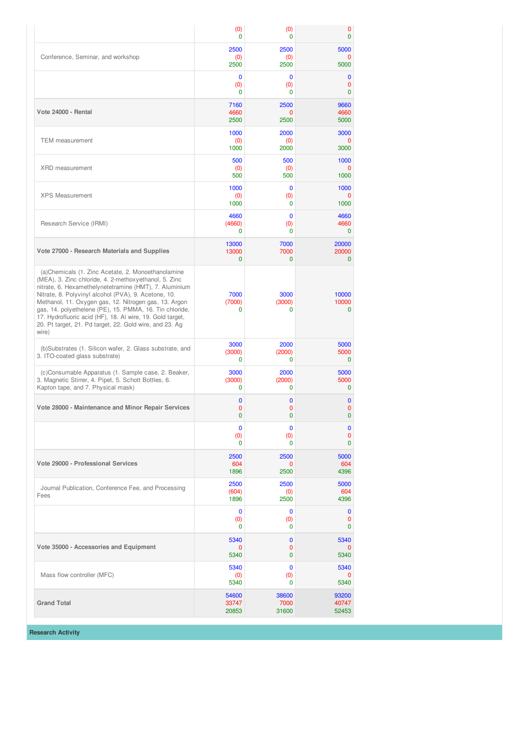| | | | |
|---|---|---|---|
| | (0)<br>0 | (0)<br>0 | 0<br>0 |
| Conference, Seminar, and workshop | 2500<br>(0)<br>2500 | 2500<br>(0)<br>2500 | 5000<br>0<br>5000 |
| | 0<br>(0)<br>0 | 0<br>(0)<br>0 | 0<br>0<br>0 |
| **Vote 24000 - Rental** | 7160<br>4660<br>2500 | 2500<br>0<br>2500 | 9660<br>4660<br>5000 |
| TEM measurement | 1000<br>(0)<br>1000 | 2000<br>(0)<br>2000 | 3000<br>0<br>3000 |
| XRD measurement | 500<br>(0)<br>500 | 500<br>(0)<br>500 | 1000<br>0<br>1000 |
| XPS Measurement | 1000<br>(0)<br>1000 | 0<br>(0)<br>0 | 1000<br>0<br>1000 |
| Research Service (IRMI) | 4660<br>(4660)<br>0 | 0<br>(0)<br>0 | 4660<br>4660<br>0 |
| **Vote 27000 - Research Materials and Supplies** | 13000<br>13000<br>0 | 7000<br>7000<br>0 | 20000<br>20000<br>0 |
| (a)Chemicals (1. Zinc Acetate, 2. Monoethanolamine (MEA), 3. Zinc chloride, 4. 2-methoxyethanol, 5. Zinc nitrate, 6. Hexamethelynetetramine (HMT), 7. Aluminium Nitrate, 8. Polyvinyl alcohol (PVA), 9. Acetone, 10. Methanol, 11. Oxygen gas, 12. Nitrogen gas, 13. Argon gas, 14. polyethelene (PE), 15. PMMA, 16. Tin chloride, 17. Hydrofluoric acid (HF), 18. Al wire, 19. Gold target, 20. Pt target, 21. Pd target, 22. Gold wire, and 23. Ag wire) | 7000<br>(7000)<br>0 | 3000<br>(3000)<br>0 | 10000<br>10000<br>0 |
| (b)Substrates (1. Silicon wafer, 2. Glass substrate, and 3. ITO-coated glass substrate) | 3000<br>(3000)<br>0 | 2000<br>(2000)<br>0 | 5000<br>5000<br>0 |
| (c)Consumable Apparatus (1. Sample case, 2. Beaker, 3. Magnetic Stirrer, 4. Pipet, 5. Schott Bottles, 6. Kapton tape, and 7. Physical mask) | 3000<br>(3000)<br>0 | 2000<br>(2000)<br>0 | 5000<br>5000<br>0 |
| **Vote 28000 - Maintenance and Minor Repair Services** | 0<br>0<br>0 | 0<br>0<br>0 | 0<br>0<br>0 |
| | 0<br>(0)<br>0 | 0<br>(0)<br>0 | 0<br>0<br>0 |
| **Vote 29000 - Professional Services** | 2500<br>604<br>1896 | 2500<br>0<br>2500 | 5000<br>604<br>4396 |
| Journal Publication, Conference Fee, and Processing Fees | 2500<br>(604)<br>1896 | 2500<br>(0)<br>2500 | 5000<br>604<br>4396 |
| | 0<br>(0)<br>0 | 0<br>(0)<br>0 | 0<br>0<br>0 |
| **Vote 35000 - Accessories and Equipment** | 5340<br>0<br>5340 | 0<br>0<br>0 | 5340<br>0<br>5340 |
| Mass flow controller (MFC) | 5340<br>(0)<br>5340 | 0<br>(0)<br>0 | 5340<br>0<br>5340 |
| **Grand Total** | 54600<br>33747<br>20853 | 38600<br>7000<br>31600 | 93200<br>40747<br>52453 |

**Research Activity**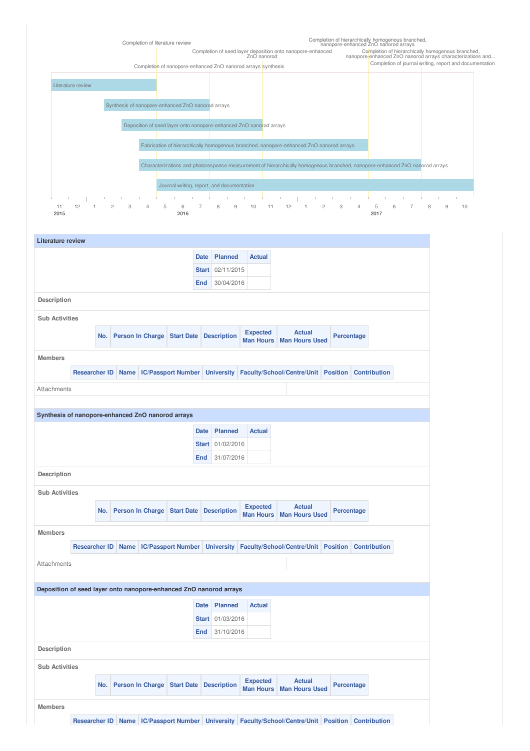Completion of literature review

Completion of seed layer deposition onto nanopore-enhanced ZnO nanorod

Completion of nanopore-enhanced ZnO nanorod arrays synthesis

Completion of hierarchically homogenous branched, nanopore-enhanced ZnO nanorod arrays

Completion of hierarchically homogenous branched, nanopore-enhanced ZnO nanorod arrays characterizations and...

Completion of journal writing, report and documentation

- Literature review
- Synthesis of nanopore-enhanced ZnO nanorod arrays
- Deposition of seed layer onto nanopore-enhanced ZnO nanorod arrays
- Fabrication of hierarchically homogenous branched, nanopore-enhanced ZnO nanorod arrays
- Characterizations and photoresponse measurement of hierarchically homogenous branched, nanopore-enhanced ZnO nanorod arrays
- Journal writing, report, and documentation

11 12 1 2 3 4 5 6 7 8 9 10 11 12 1 2 3 4 5 6 7 8 9 10

2015 2016 2017

## Literature review

| Date | Planned | Actual |
|---|---|---|
| Start | 02/11/2015 | |
| End | 30/04/2016 | |

**Description**

**Sub Activities**

| No. | Person In Charge | Start Date | Description | Expected Man Hours | Actual Man Hours Used | Percentage |
|---|---|---|---|---|---|---|

**Members**

| Researcher ID | Name | IC/Passport Number | University | Faculty/School/Centre/Unit | Position | Contribution |
|---|---|---|---|---|---|---|

Attachments

## Synthesis of nanopore-enhanced ZnO nanorod arrays

| Date | Planned | Actual |
|---|---|---|
| Start | 01/02/2016 | |
| End | 31/07/2016 | |

**Description**

**Sub Activities**

| No. | Person In Charge | Start Date | Description | Expected Man Hours | Actual Man Hours Used | Percentage |
|---|---|---|---|---|---|---|

**Members**

| Researcher ID | Name | IC/Passport Number | University | Faculty/School/Centre/Unit | Position | Contribution |
|---|---|---|---|---|---|---|

Attachments

## Deposition of seed layer onto nanopore-enhanced ZnO nanorod arrays

| Date | Planned | Actual |
|---|---|---|
| Start | 01/03/2016 | |
| End | 31/10/2016 | |

**Description**

**Sub Activities**

| No. | Person In Charge | Start Date | Description | Expected Man Hours | Actual Man Hours Used | Percentage |
|---|---|---|---|---|---|---|

**Members**

| Researcher ID | Name | IC/Passport Number | University | Faculty/School/Centre/Unit | Position | Contribution |
|---|---|---|---|---|---|---|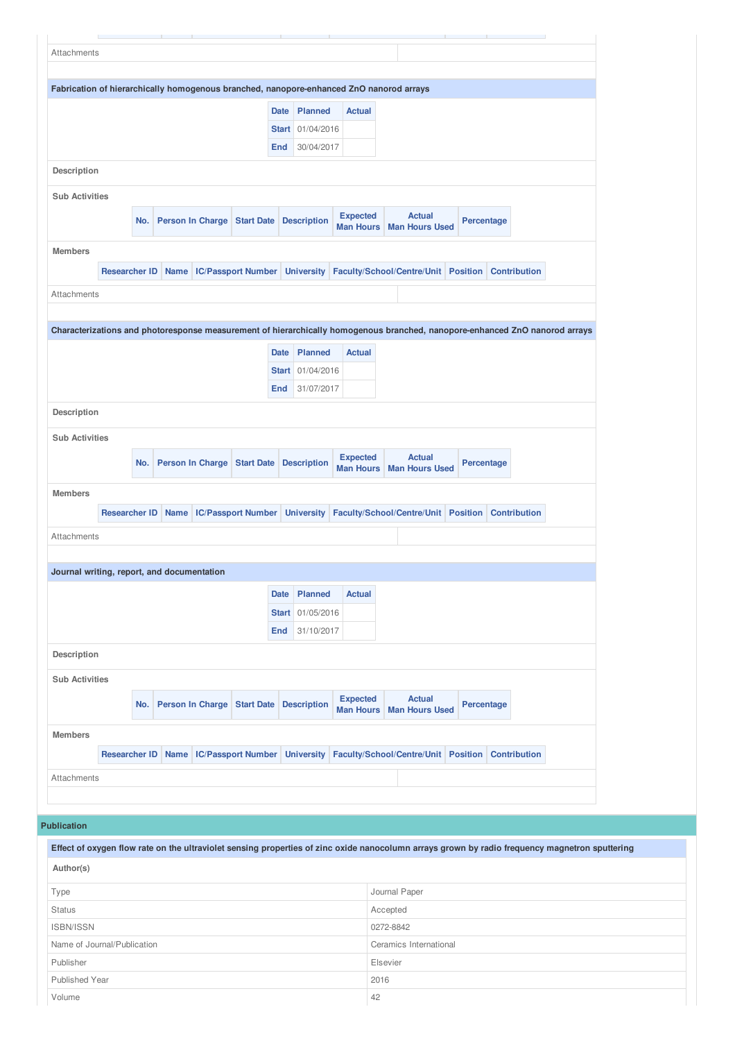Attachments

### Fabrication of hierarchically homogenous branched, nanopore-enhanced ZnO nanorod arrays

| Date | Planned | Actual |
|---|---|---|
| Start | 01/04/2016 | |
| End | 30/04/2017 | |

**Description**

**Sub Activities**

| No. | Person In Charge | Start Date | Description | Expected Man Hours | Actual Man Hours Used | Percentage |
|---|---|---|---|---|---|---|

**Members**

| Researcher ID | Name | IC/Passport Number | University | Faculty/School/Centre/Unit | Position | Contribution |
|---|---|---|---|---|---|---|

Attachments

### Characterizations and photoresponse measurement of hierarchically homogenous branched, nanopore-enhanced ZnO nanorod arrays

| Date | Planned | Actual |
|---|---|---|
| Start | 01/04/2016 | |
| End | 31/07/2017 | |

**Description**

**Sub Activities**

| No. | Person In Charge | Start Date | Description | Expected Man Hours | Actual Man Hours Used | Percentage |
|---|---|---|---|---|---|---|

**Members**

| Researcher ID | Name | IC/Passport Number | University | Faculty/School/Centre/Unit | Position | Contribution |
|---|---|---|---|---|---|---|

Attachments

### Journal writing, report, and documentation

| Date | Planned | Actual |
|---|---|---|
| Start | 01/05/2016 | |
| End | 31/10/2017 | |

**Description**

**Sub Activities**

| No. | Person In Charge | Start Date | Description | Expected Man Hours | Actual Man Hours Used | Percentage |
|---|---|---|---|---|---|---|

**Members**

| Researcher ID | Name | IC/Passport Number | University | Faculty/School/Centre/Unit | Position | Contribution |
|---|---|---|---|---|---|---|

Attachments

## Publication

### Effect of oxygen flow rate on the ultraviolet sensing properties of zinc oxide nanocolumn arrays grown by radio frequency magnetron sputtering

**Author(s)**

| | |
|---|---|
| Type | Journal Paper |
| Status | Accepted |
| ISBN/ISSN | 0272-8842 |
| Name of Journal/Publication | Ceramics International |
| Publisher | Elsevier |
| Published Year | 2016 |
| Volume | 42 |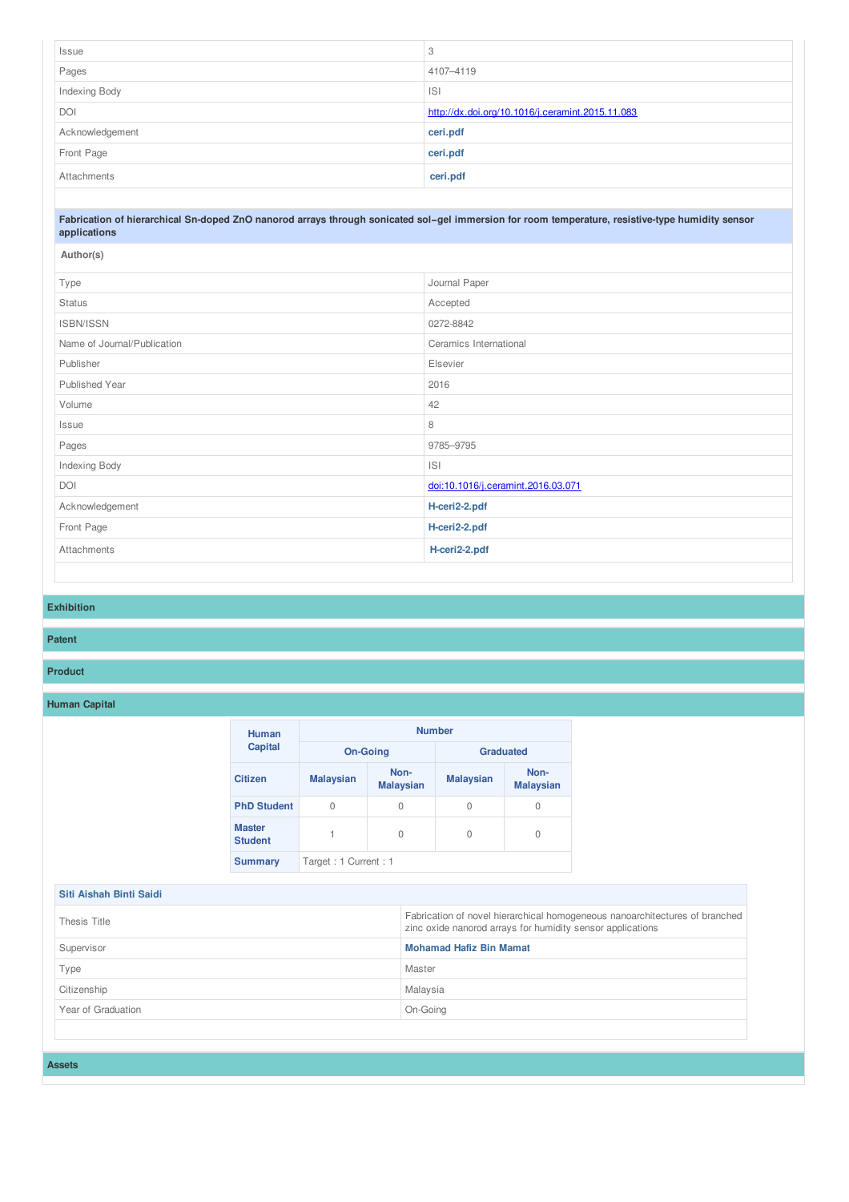| | |
|---|---|
| Issue | 3 |
| Pages | 4107–4119 |
| Indexing Body | ISI |
| DOI | http://dx.doi.org/10.1016/j.ceramint.2015.11.083 |
| Acknowledgement | **ceri.pdf** |
| Front Page | **ceri.pdf** |
| Attachments | **ceri.pdf** |

**Fabrication of hierarchical Sn-doped ZnO nanorod arrays through sonicated sol–gel immersion for room temperature, resistive-type humidity sensor applications**

**Author(s)**

| | |
|---|---|
| Type | Journal Paper |
| Status | Accepted |
| ISBN/ISSN | 0272-8842 |
| Name of Journal/Publication | Ceramics International |
| Publisher | Elsevier |
| Published Year | 2016 |
| Volume | 42 |
| Issue | 8 |
| Pages | 9785–9795 |
| Indexing Body | ISI |
| DOI | doi:10.1016/j.ceramint.2016.03.071 |
| Acknowledgement | **H-ceri2-2.pdf** |
| Front Page | **H-ceri2-2.pdf** |
| Attachments | **H-ceri2-2.pdf** |

## Exhibition

## Patent

## Product

## Human Capital

| Human Capital | Number | | | |
|---|---|---|---|---|
| | On-Going | | Graduated | |
| Citizen | Malaysian | Non-Malaysian | Malaysian | Non-Malaysian |
| PhD Student | 0 | 0 | 0 | 0 |
| Master Student | 1 | 0 | 0 | 0 |
| Summary | Target : 1 Current : 1 | | | |

**Siti Aishah Binti Saidi**

| | |
|---|---|
| Thesis Title | Fabrication of novel hierarchical homogeneous nanoarchitectures of branched zinc oxide nanorod arrays for humidity sensor applications |
| Supervisor | **Mohamad Hafiz Bin Mamat** |
| Type | Master |
| Citizenship | Malaysia |
| Year of Graduation | On-Going |

## Assets